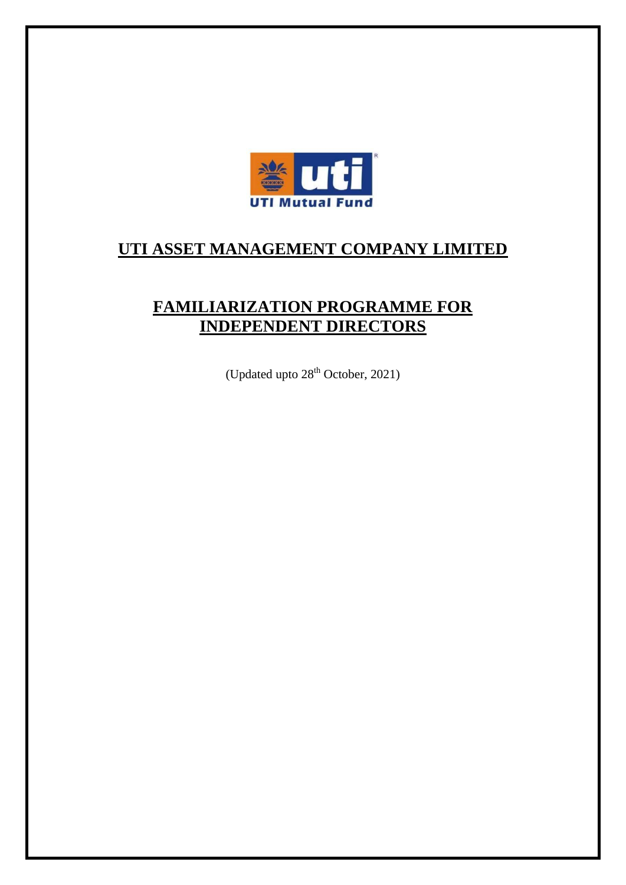# UTI ASSET MANAGEMENT COMPANY LIMITED

## FAMILIARIZATION PROGRAMME FOR INDEPENDENT DIRECTORS

(Updated upto 28th October, 2021)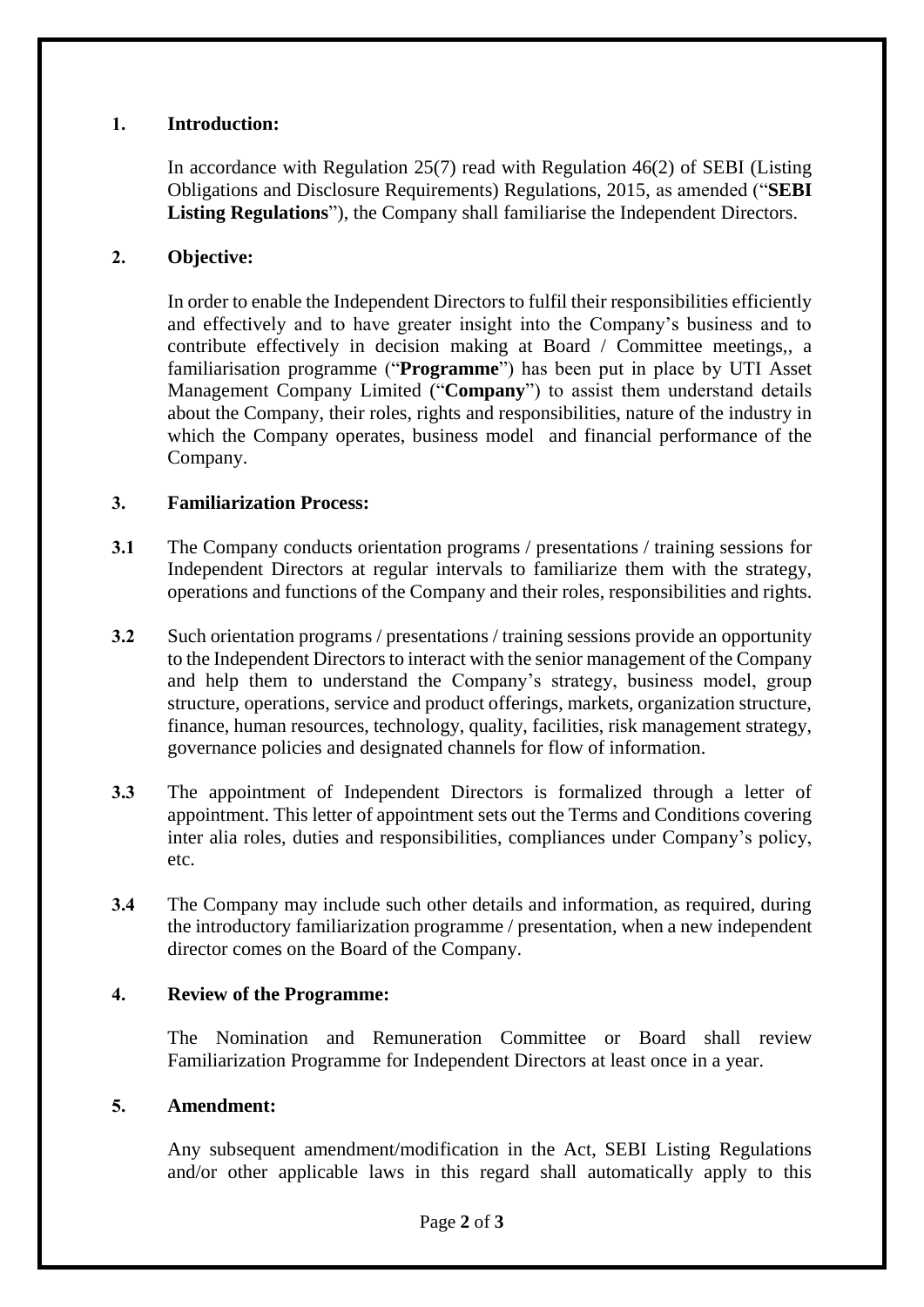## 1. Introduction:

In accordance with Regulation 25(7) read with Regulation 46(2) of SEBI (Listing Obligations and Disclosure Requirements) Regulations, 2015, as amended ("**SEBI Listing Regulations**"), the Company shall familiarise the Independent Directors.

## 2. Objective:

In order to enable the Independent Directors to fulfil their responsibilities efficiently and effectively and to have greater insight into the Company's business and to contribute effectively in decision making at Board / Committee meetings,, a familiarisation programme ("**Programme**") has been put in place by UTI Asset Management Company Limited ("**Company**") to assist them understand details about the Company, their roles, rights and responsibilities, nature of the industry in which the Company operates, business model and financial performance of the Company.

## 3. Familiarization Process:

**3.1** The Company conducts orientation programs / presentations / training sessions for Independent Directors at regular intervals to familiarize them with the strategy, operations and functions of the Company and their roles, responsibilities and rights.

**3.2** Such orientation programs / presentations / training sessions provide an opportunity to the Independent Directors to interact with the senior management of the Company and help them to understand the Company's strategy, business model, group structure, operations, service and product offerings, markets, organization structure, finance, human resources, technology, quality, facilities, risk management strategy, governance policies and designated channels for flow of information.

**3.3** The appointment of Independent Directors is formalized through a letter of appointment. This letter of appointment sets out the Terms and Conditions covering inter alia roles, duties and responsibilities, compliances under Company's policy, etc.

**3.4** The Company may include such other details and information, as required, during the introductory familiarization programme / presentation, when a new independent director comes on the Board of the Company.

## 4. Review of the Programme:

The Nomination and Remuneration Committee or Board shall review Familiarization Programme for Independent Directors at least once in a year.

## 5. Amendment:

Any subsequent amendment/modification in the Act, SEBI Listing Regulations and/or other applicable laws in this regard shall automatically apply to this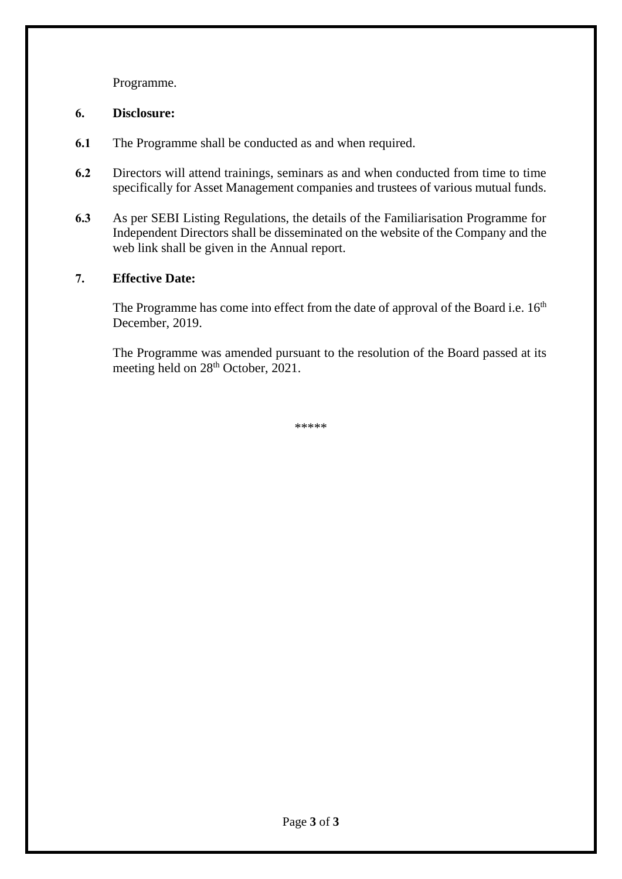Programme.

**6. Disclosure:**

**6.1** The Programme shall be conducted as and when required.

**6.2** Directors will attend trainings, seminars as and when conducted from time to time specifically for Asset Management companies and trustees of various mutual funds.

**6.3** As per SEBI Listing Regulations, the details of the Familiarisation Programme for Independent Directors shall be disseminated on the website of the Company and the web link shall be given in the Annual report.

**7. Effective Date:**

The Programme has come into effect from the date of approval of the Board i.e. 16th December, 2019.

The Programme was amended pursuant to the resolution of the Board passed at its meeting held on 28th October, 2021.

*****